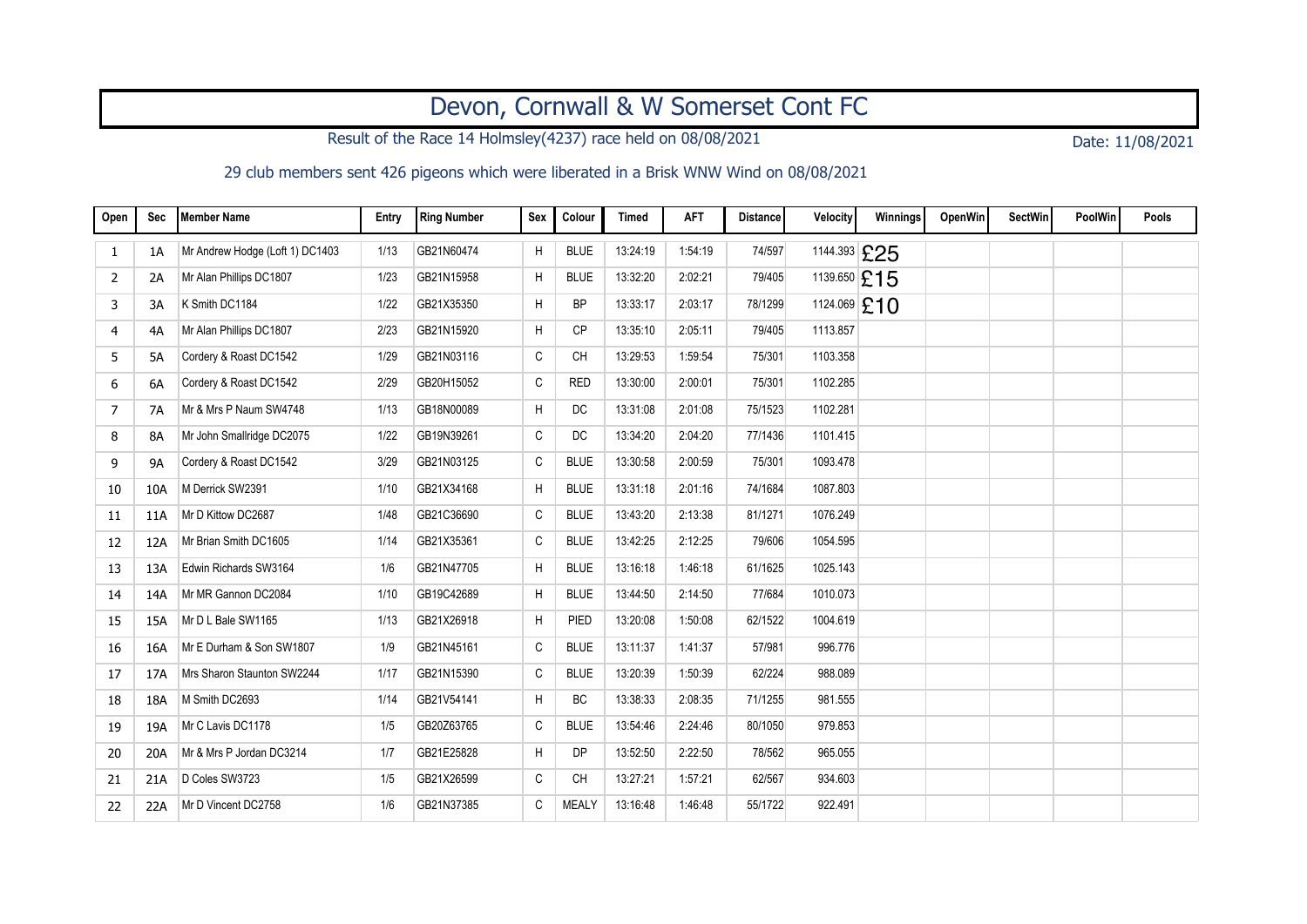# Devon, Cornwall & W Somerset Cont FC

Result of the Race 14 Holmsley(4237) race held on 08/08/2021

Date: 11/08/2021

29 club members sent 426 pigeons which were liberated in a Brisk WNW Wind on 08/08/2021

| Open | Sec | Member Name | Entry | Ring Number | Sex | Colour | Timed | AFT | Distance | Velocity | Winnings | OpenWin | SectWin | PoolWin | Pools |
|---|---|---|---|---|---|---|---|---|---|---|---|---|---|---|---|
| 1 | 1A | Mr Andrew Hodge (Loft 1) DC1403 | 1/13 | GB21N60474 | H | BLUE | 13:24:19 | 1:54:19 | 74/597 | 1144.393 | £25 | | | | |
| 2 | 2A | Mr Alan Phillips DC1807 | 1/23 | GB21N15958 | H | BLUE | 13:32:20 | 2:02:21 | 79/405 | 1139.650 | £15 | | | | |
| 3 | 3A | K Smith DC1184 | 1/22 | GB21X35350 | H | BP | 13:33:17 | 2:03:17 | 78/1299 | 1124.069 | £10 | | | | |
| 4 | 4A | Mr Alan Phillips DC1807 | 2/23 | GB21N15920 | H | CP | 13:35:10 | 2:05:11 | 79/405 | 1113.857 | | | | | |
| 5 | 5A | Cordery & Roast DC1542 | 1/29 | GB21N03116 | C | CH | 13:29:53 | 1:59:54 | 75/301 | 1103.358 | | | | | |
| 6 | 6A | Cordery & Roast DC1542 | 2/29 | GB20H15052 | C | RED | 13:30:00 | 2:00:01 | 75/301 | 1102.285 | | | | | |
| 7 | 7A | Mr & Mrs P Naum SW4748 | 1/13 | GB18N00089 | H | DC | 13:31:08 | 2:01:08 | 75/1523 | 1102.281 | | | | | |
| 8 | 8A | Mr John Smallridge DC2075 | 1/22 | GB19N39261 | C | DC | 13:34:20 | 2:04:20 | 77/1436 | 1101.415 | | | | | |
| 9 | 9A | Cordery & Roast DC1542 | 3/29 | GB21N03125 | C | BLUE | 13:30:58 | 2:00:59 | 75/301 | 1093.478 | | | | | |
| 10 | 10A | M Derrick SW2391 | 1/10 | GB21X34168 | H | BLUE | 13:31:18 | 2:01:16 | 74/1684 | 1087.803 | | | | | |
| 11 | 11A | Mr D Kittow DC2687 | 1/48 | GB21C36690 | C | BLUE | 13:43:20 | 2:13:38 | 81/1271 | 1076.249 | | | | | |
| 12 | 12A | Mr Brian Smith DC1605 | 1/14 | GB21X35361 | C | BLUE | 13:42:25 | 2:12:25 | 79/606 | 1054.595 | | | | | |
| 13 | 13A | Edwin Richards SW3164 | 1/6 | GB21N47705 | H | BLUE | 13:16:18 | 1:46:18 | 61/1625 | 1025.143 | | | | | |
| 14 | 14A | Mr MR Gannon DC2084 | 1/10 | GB19C42689 | H | BLUE | 13:44:50 | 2:14:50 | 77/684 | 1010.073 | | | | | |
| 15 | 15A | Mr D L Bale SW1165 | 1/13 | GB21X26918 | H | PIED | 13:20:08 | 1:50:08 | 62/1522 | 1004.619 | | | | | |
| 16 | 16A | Mr E Durham & Son SW1807 | 1/9 | GB21N45161 | C | BLUE | 13:11:37 | 1:41:37 | 57/981 | 996.776 | | | | | |
| 17 | 17A | Mrs Sharon Staunton SW2244 | 1/17 | GB21N15390 | C | BLUE | 13:20:39 | 1:50:39 | 62/224 | 988.089 | | | | | |
| 18 | 18A | M Smith DC2693 | 1/14 | GB21V54141 | H | BC | 13:38:33 | 2:08:35 | 71/1255 | 981.555 | | | | | |
| 19 | 19A | Mr C Lavis DC1178 | 1/5 | GB20Z63765 | C | BLUE | 13:54:46 | 2:24:46 | 80/1050 | 979.853 | | | | | |
| 20 | 20A | Mr & Mrs P Jordan DC3214 | 1/7 | GB21E25828 | H | DP | 13:52:50 | 2:22:50 | 78/562 | 965.055 | | | | | |
| 21 | 21A | D Coles SW3723 | 1/5 | GB21X26599 | C | CH | 13:27:21 | 1:57:21 | 62/567 | 934.603 | | | | | |
| 22 | 22A | Mr D Vincent DC2758 | 1/6 | GB21N37385 | C | MEALY | 13:16:48 | 1:46:48 | 55/1722 | 922.491 | | | | | |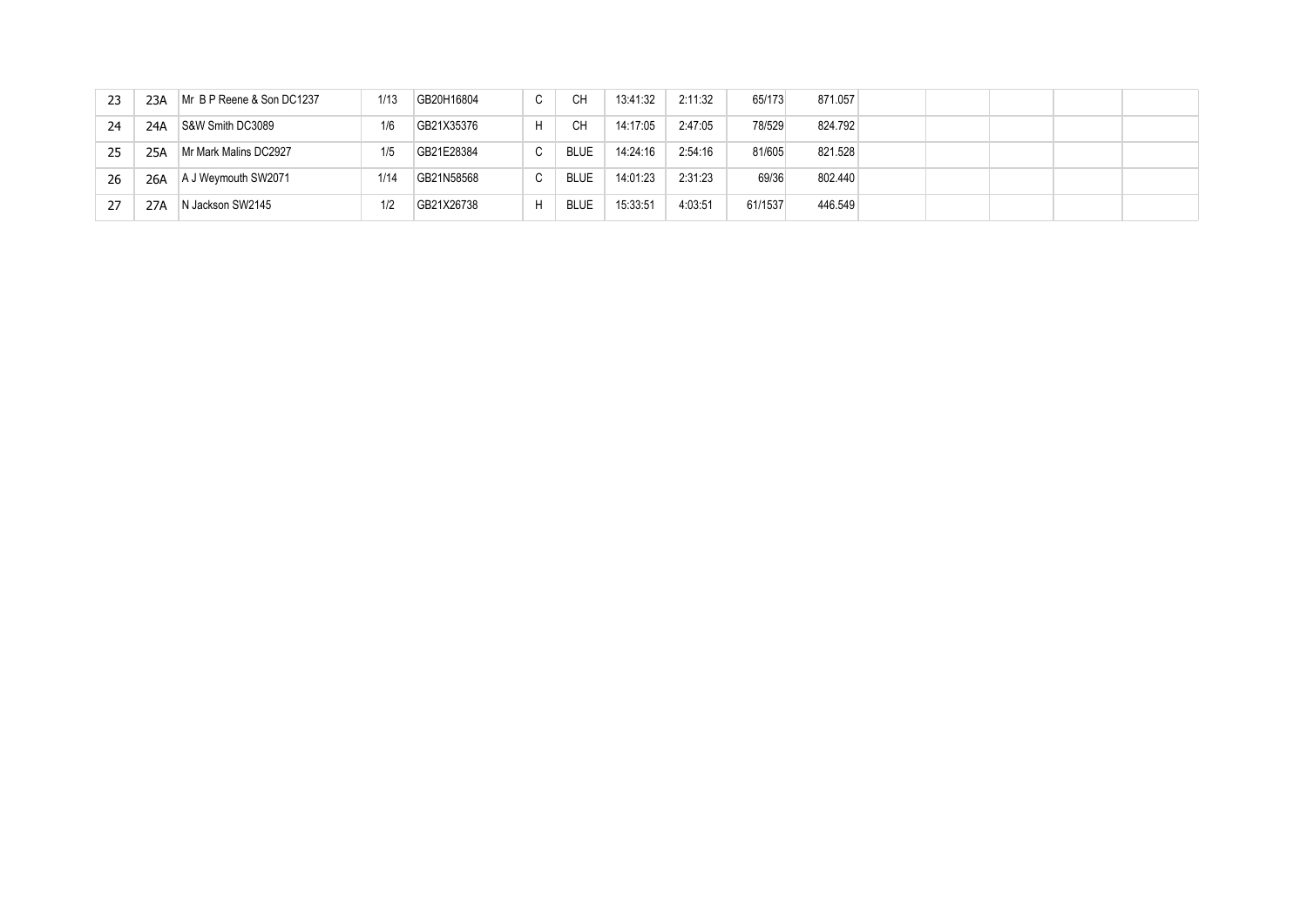| | | | | | | | | | | | | | | | |
|---|---|---|---|---|---|---|---|---|---|---|---|---|---|---|---|
| 23 | 23A | Mr B P Reene & Son DC1237 | 1/13 | GB20H16804 | C | CH | 13:41:32 | 2:11:32 | 65/173 | 871.057 | | | | | |
| 24 | 24A | S&W Smith DC3089 | 1/6 | GB21X35376 | H | CH | 14:17:05 | 2:47:05 | 78/529 | 824.792 | | | | | |
| 25 | 25A | Mr Mark Malins DC2927 | 1/5 | GB21E28384 | C | BLUE | 14:24:16 | 2:54:16 | 81/605 | 821.528 | | | | | |
| 26 | 26A | A J Weymouth SW2071 | 1/14 | GB21N58568 | C | BLUE | 14:01:23 | 2:31:23 | 69/36 | 802.440 | | | | | |
| 27 | 27A | N Jackson SW2145 | 1/2 | GB21X26738 | H | BLUE | 15:33:51 | 4:03:51 | 61/1537 | 446.549 | | | | | |